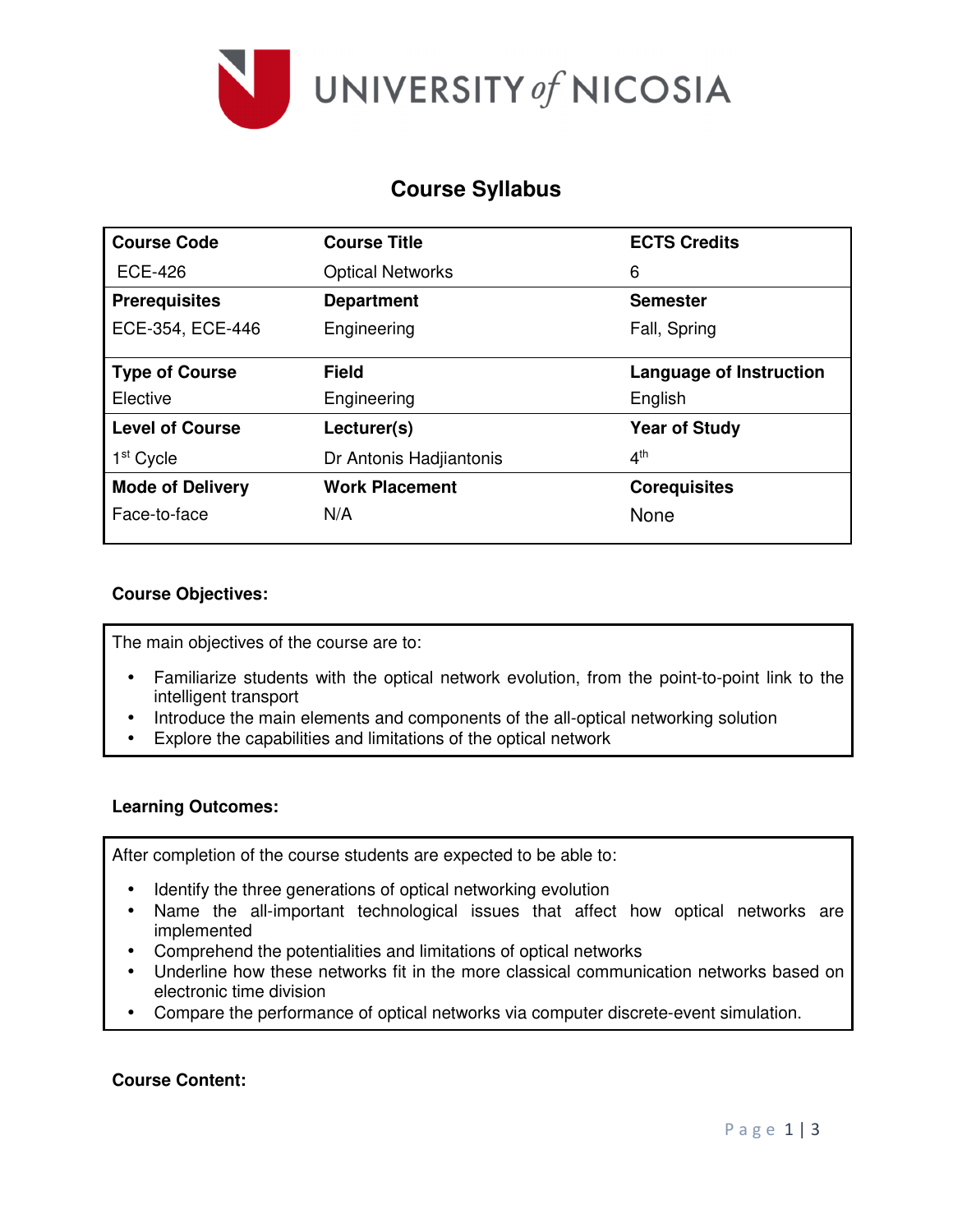UNIVERSITY of NICOSIA

# Course Syllabus

| Course Code | Course Title | ECTS Credits |
|---|---|---|
| ECE-426 | Optical Networks | 6 |
| **Prerequisites** | **Department** | **Semester** |
| ECE-354, ECE-446 | Engineering | Fall, Spring |
| **Type of Course** | **Field** | **Language of Instruction** |
| Elective | Engineering | English |
| **Level of Course** | **Lecturer(s)** | **Year of Study** |
| 1st Cycle | Dr Antonis Hadjiantonis | 4th |
| **Mode of Delivery** | **Work Placement** | **Corequisites** |
| Face-to-face | N/A | None |

**Course Objectives:**

The main objectives of the course are to:

- Familiarize students with the optical network evolution, from the point-to-point link to the intelligent transport
- Introduce the main elements and components of the all-optical networking solution
- Explore the capabilities and limitations of the optical network

**Learning Outcomes:**

After completion of the course students are expected to be able to:

- Identify the three generations of optical networking evolution
- Name the all-important technological issues that affect how optical networks are implemented
- Comprehend the potentialities and limitations of optical networks
- Underline how these networks fit in the more classical communication networks based on electronic time division
- Compare the performance of optical networks via computer discrete-event simulation.

**Course Content:**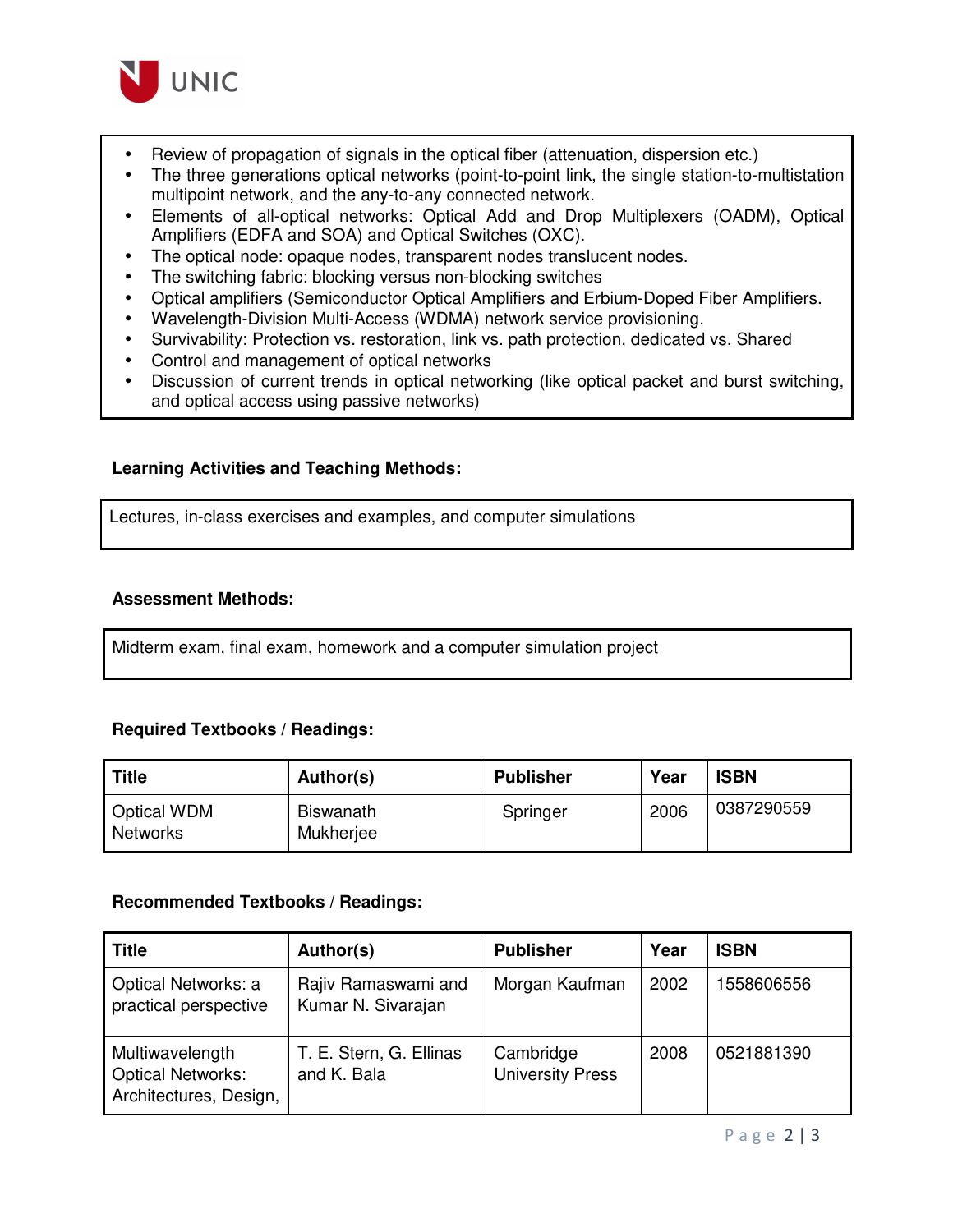- Review of propagation of signals in the optical fiber (attenuation, dispersion etc.)
- The three generations optical networks (point-to-point link, the single station-to-multistation multipoint network, and the any-to-any connected network.
- Elements of all-optical networks: Optical Add and Drop Multiplexers (OADM), Optical Amplifiers (EDFA and SOA) and Optical Switches (OXC).
- The optical node: opaque nodes, transparent nodes translucent nodes.
- The switching fabric: blocking versus non-blocking switches
- Optical amplifiers (Semiconductor Optical Amplifiers and Erbium-Doped Fiber Amplifiers.
- Wavelength-Division Multi-Access (WDMA) network service provisioning.
- Survivability: Protection vs. restoration, link vs. path protection, dedicated vs. Shared
- Control and management of optical networks
- Discussion of current trends in optical networking (like optical packet and burst switching, and optical access using passive networks)

**Learning Activities and Teaching Methods:**

Lectures, in-class exercises and examples, and computer simulations

**Assessment Methods:**

Midterm exam, final exam, homework and a computer simulation project

**Required Textbooks / Readings:**

| Title | Author(s) | Publisher | Year | ISBN |
|---|---|---|---|---|
| Optical WDM Networks | Biswanath Mukherjee | Springer | 2006 | 0387290559 |

**Recommended Textbooks / Readings:**

| Title | Author(s) | Publisher | Year | ISBN |
|---|---|---|---|---|
| Optical Networks: a practical perspective | Rajiv Ramaswami and Kumar N. Sivarajan | Morgan Kaufman | 2002 | 1558606556 |
| Multiwavelength Optical Networks: Architectures, Design, | T. E. Stern, G. Ellinas and K. Bala | Cambridge University Press | 2008 | 0521881390 |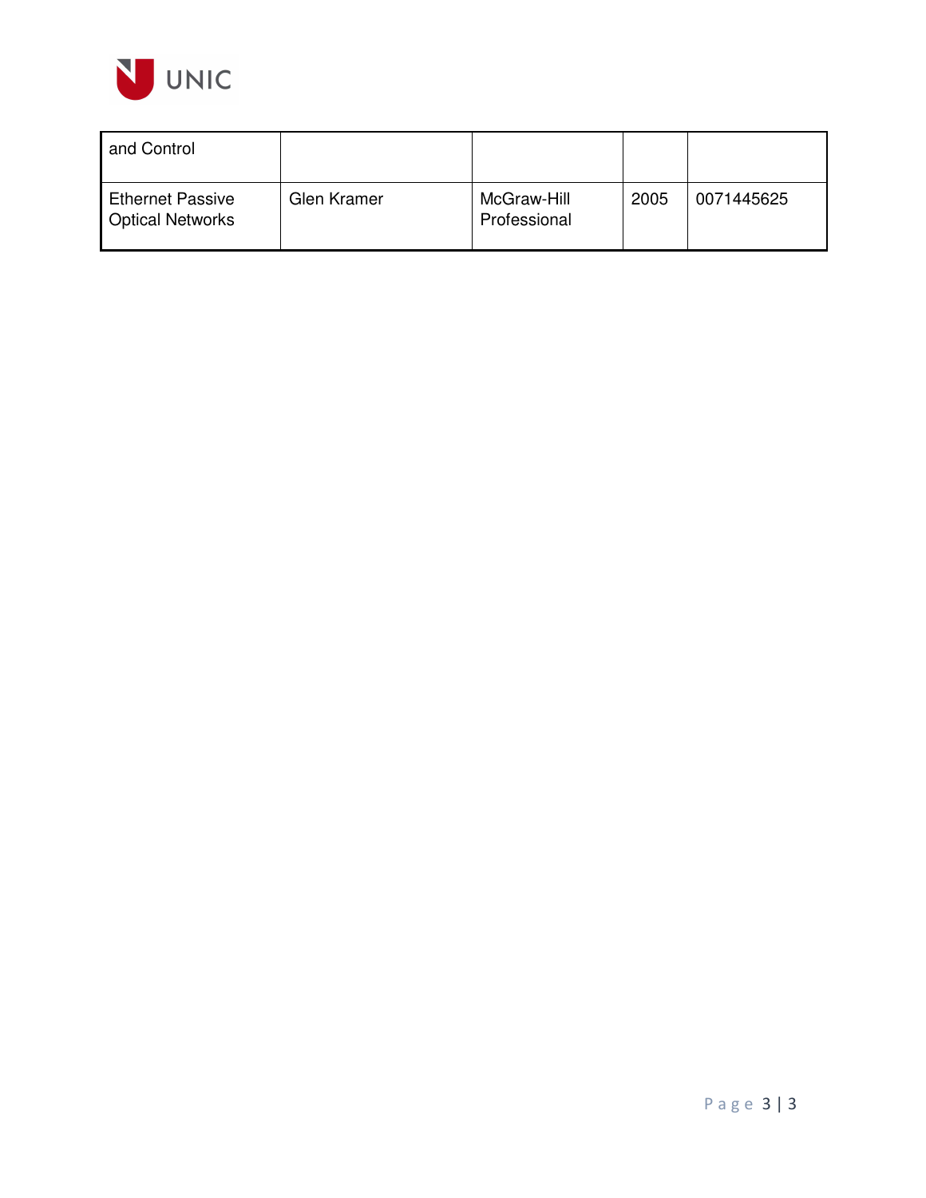| | | | | |
|---|---|---|---|---|
| and Control | | | | |
| Ethernet Passive Optical Networks | Glen Kramer | McGraw-Hill Professional | 2005 | 0071445625 |